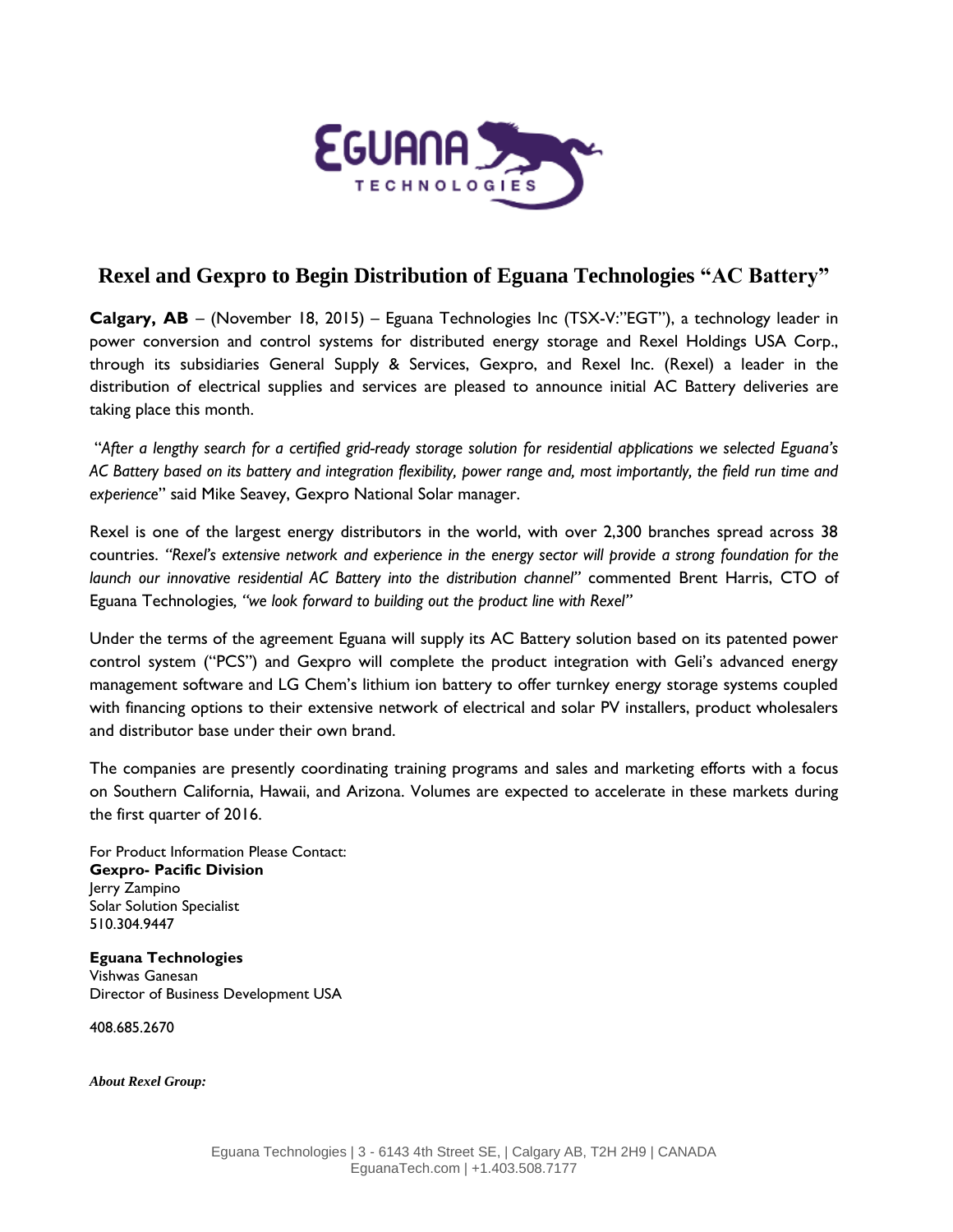# Rexel and Gexpro to Begin Distribution of Eguana Technologies "AC Battery"

**Calgary, AB** – (November 18, 2015) – Eguana Technologies Inc (TSX-V:"EGT"), a technology leader in power conversion and control systems for distributed energy storage and Rexel Holdings USA Corp., through its subsidiaries General Supply & Services, Gexpro, and Rexel Inc. (Rexel) a leader in the distribution of electrical supplies and services are pleased to announce initial AC Battery deliveries are taking place this month.

"*After a lengthy search for a certified grid-ready storage solution for residential applications we selected Eguana's AC Battery based on its battery and integration flexibility, power range and, most importantly, the field run time and experience*" said Mike Seavey, Gexpro National Solar manager.

Rexel is one of the largest energy distributors in the world, with over 2,300 branches spread across 38 countries. *"Rexel's extensive network and experience in the energy sector will provide a strong foundation for the launch our innovative residential AC Battery into the distribution channel"* commented Brent Harris, CTO of Eguana Technologies, *"we look forward to building out the product line with Rexel"*

Under the terms of the agreement Eguana will supply its AC Battery solution based on its patented power control system ("PCS") and Gexpro will complete the product integration with Geli's advanced energy management software and LG Chem's lithium ion battery to offer turnkey energy storage systems coupled with financing options to their extensive network of electrical and solar PV installers, product wholesalers and distributor base under their own brand.

The companies are presently coordinating training programs and sales and marketing efforts with a focus on Southern California, Hawaii, and Arizona. Volumes are expected to accelerate in these markets during the first quarter of 2016.

For Product Information Please Contact:
**Gexpro- Pacific Division**
Jerry Zampino
Solar Solution Specialist
510.304.9447

**Eguana Technologies**
Vishwas Ganesan
Director of Business Development USA

408.685.2670

***About Rexel Group:***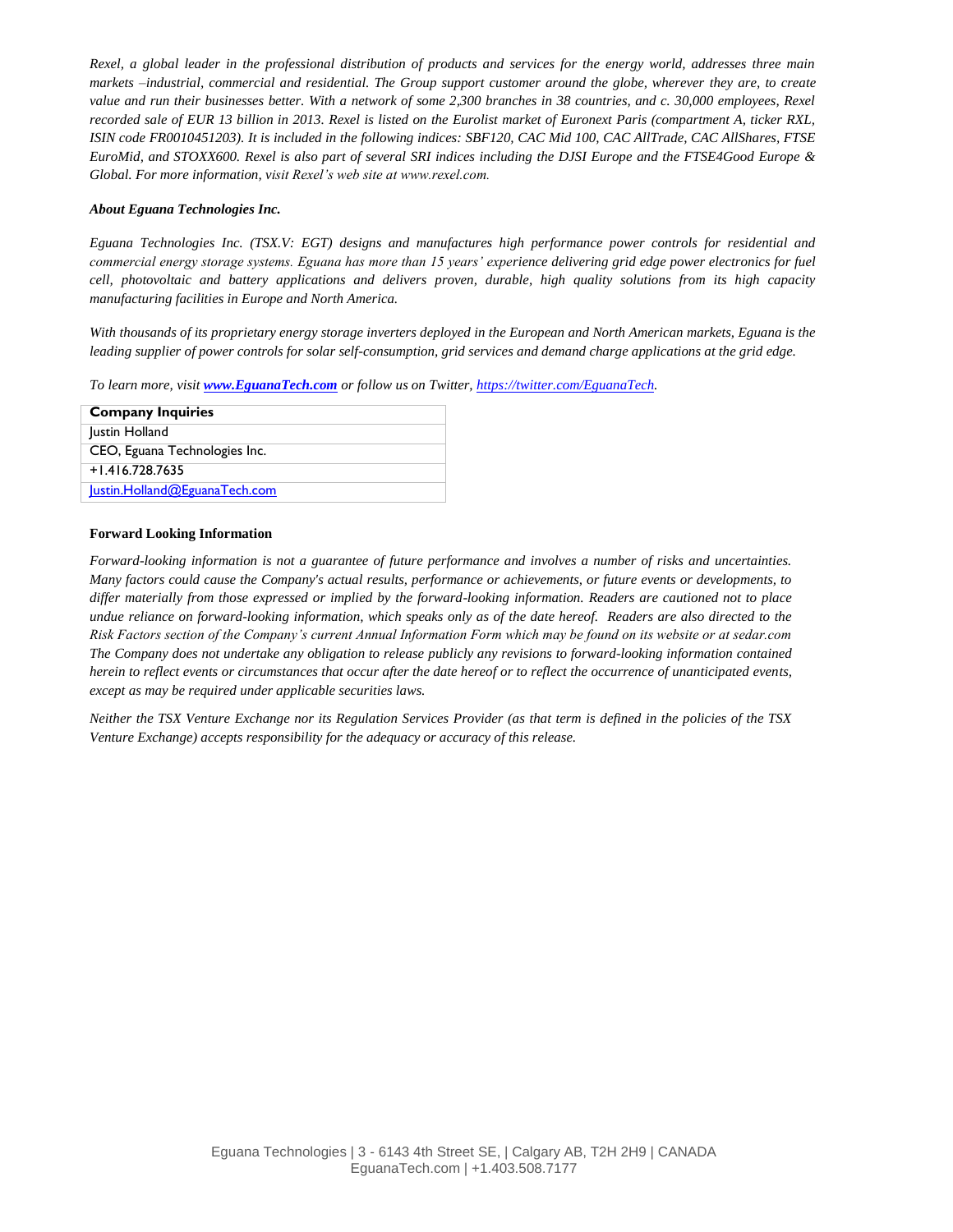*Rexel, a global leader in the professional distribution of products and services for the energy world, addresses three main markets –industrial, commercial and residential. The Group support customer around the globe, wherever they are, to create value and run their businesses better. With a network of some 2,300 branches in 38 countries, and c. 30,000 employees, Rexel recorded sale of EUR 13 billion in 2013. Rexel is listed on the Eurolist market of Euronext Paris (compartment A, ticker RXL, ISIN code FR0010451203). It is included in the following indices: SBF120, CAC Mid 100, CAC AllTrade, CAC AllShares, FTSE EuroMid, and STOXX600. Rexel is also part of several SRI indices including the DJSI Europe and the FTSE4Good Europe & Global. For more information, visit Rexel's web site at www.rexel.com.*

***About Eguana Technologies Inc.***

*Eguana Technologies Inc. (TSX.V: EGT) designs and manufactures high performance power controls for residential and commercial energy storage systems. Eguana has more than 15 years' experience delivering grid edge power electronics for fuel cell, photovoltaic and battery applications and delivers proven, durable, high quality solutions from its high capacity manufacturing facilities in Europe and North America.*

*With thousands of its proprietary energy storage inverters deployed in the European and North American markets, Eguana is the leading supplier of power controls for solar self-consumption, grid services and demand charge applications at the grid edge.*

*To learn more, visit **www.EguanaTech.com** or follow us on Twitter, https://twitter.com/EguanaTech.*

| **Company Inquiries** |
|---|
| Justin Holland |
| CEO, Eguana Technologies Inc. |
| +1.416.728.7635 |
| Justin.Holland@EguanaTech.com |

**Forward Looking Information**

*Forward-looking information is not a guarantee of future performance and involves a number of risks and uncertainties. Many factors could cause the Company's actual results, performance or achievements, or future events or developments, to differ materially from those expressed or implied by the forward-looking information. Readers are cautioned not to place undue reliance on forward-looking information, which speaks only as of the date hereof. Readers are also directed to the Risk Factors section of the Company's current Annual Information Form which may be found on its website or at sedar.com The Company does not undertake any obligation to release publicly any revisions to forward-looking information contained herein to reflect events or circumstances that occur after the date hereof or to reflect the occurrence of unanticipated events, except as may be required under applicable securities laws.*

*Neither the TSX Venture Exchange nor its Regulation Services Provider (as that term is defined in the policies of the TSX Venture Exchange) accepts responsibility for the adequacy or accuracy of this release.*